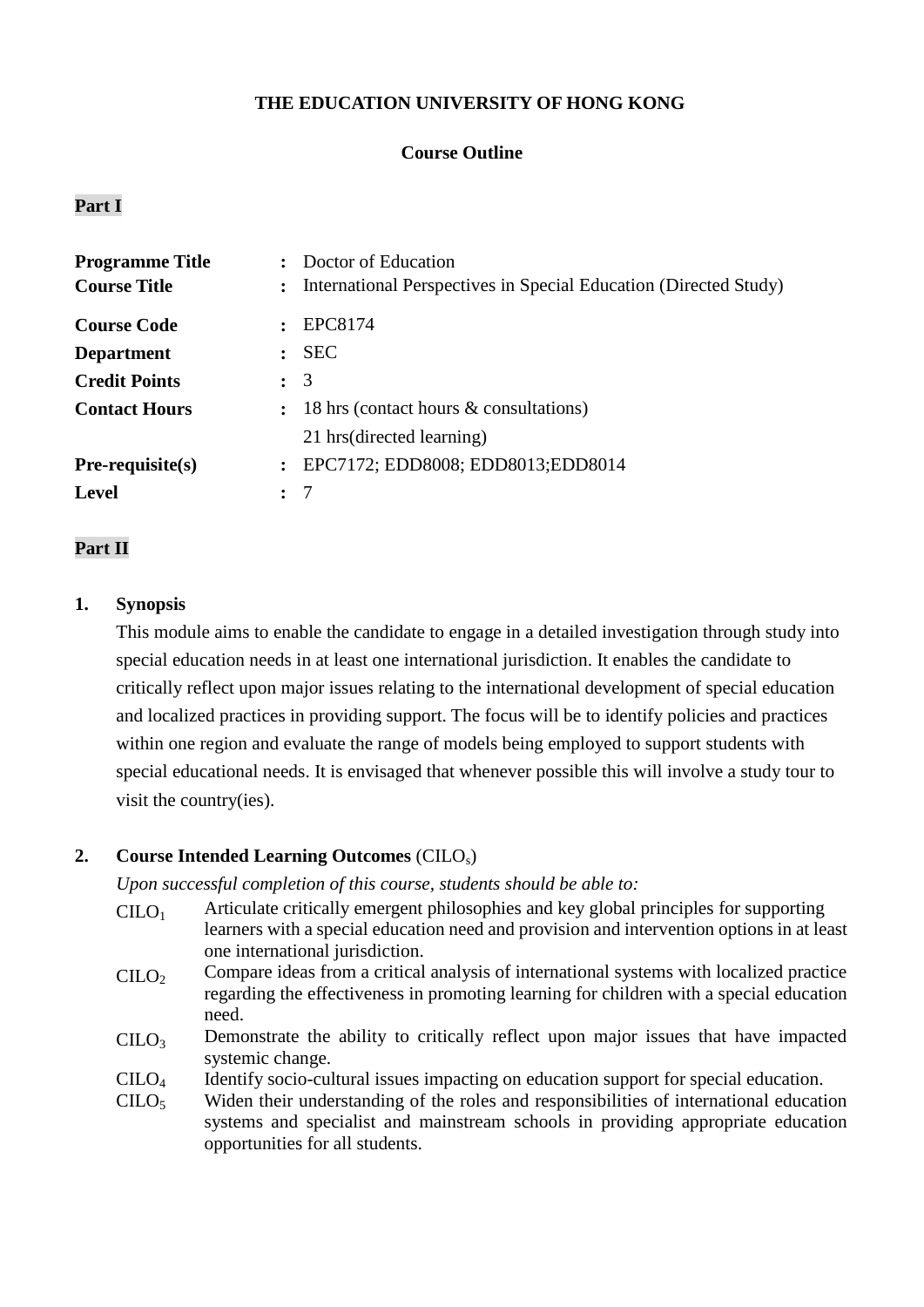**THE EDUCATION UNIVERSITY OF HONG KONG**

**Course Outline**

**Part I**

| | | |
|---|---|---|
| **Programme Title** | : | Doctor of Education |
| **Course Title** | : | International Perspectives in Special Education (Directed Study) |
| **Course Code** | : | EPC8174 |
| **Department** | : | SEC |
| **Credit Points** | : | 3 |
| **Contact Hours** | : | 18 hrs (contact hours & consultations)<br>21 hrs(directed learning) |
| **Pre-requisite(s)** | : | EPC7172; EDD8008; EDD8013;EDD8014 |
| **Level** | : | 7 |

**Part II**

1. **Synopsis**

This module aims to enable the candidate to engage in a detailed investigation through study into special education needs in at least one international jurisdiction. It enables the candidate to critically reflect upon major issues relating to the international development of special education and localized practices in providing support. The focus will be to identify policies and practices within one region and evaluate the range of models being employed to support students with special educational needs. It is envisaged that whenever possible this will involve a study tour to visit the country(ies).

2. **Course Intended Learning Outcomes** ($CILO_s$)

*Upon successful completion of this course, students should be able to:*

- $CILO_1$ Articulate critically emergent philosophies and key global principles for supporting learners with a special education need and provision and intervention options in at least one international jurisdiction.
- $CILO_2$ Compare ideas from a critical analysis of international systems with localized practice regarding the effectiveness in promoting learning for children with a special education need.
- $CILO_3$ Demonstrate the ability to critically reflect upon major issues that have impacted systemic change.
- $CILO_4$ Identify socio-cultural issues impacting on education support for special education.
- $CILO_5$ Widen their understanding of the roles and responsibilities of international education systems and specialist and mainstream schools in providing appropriate education opportunities for all students.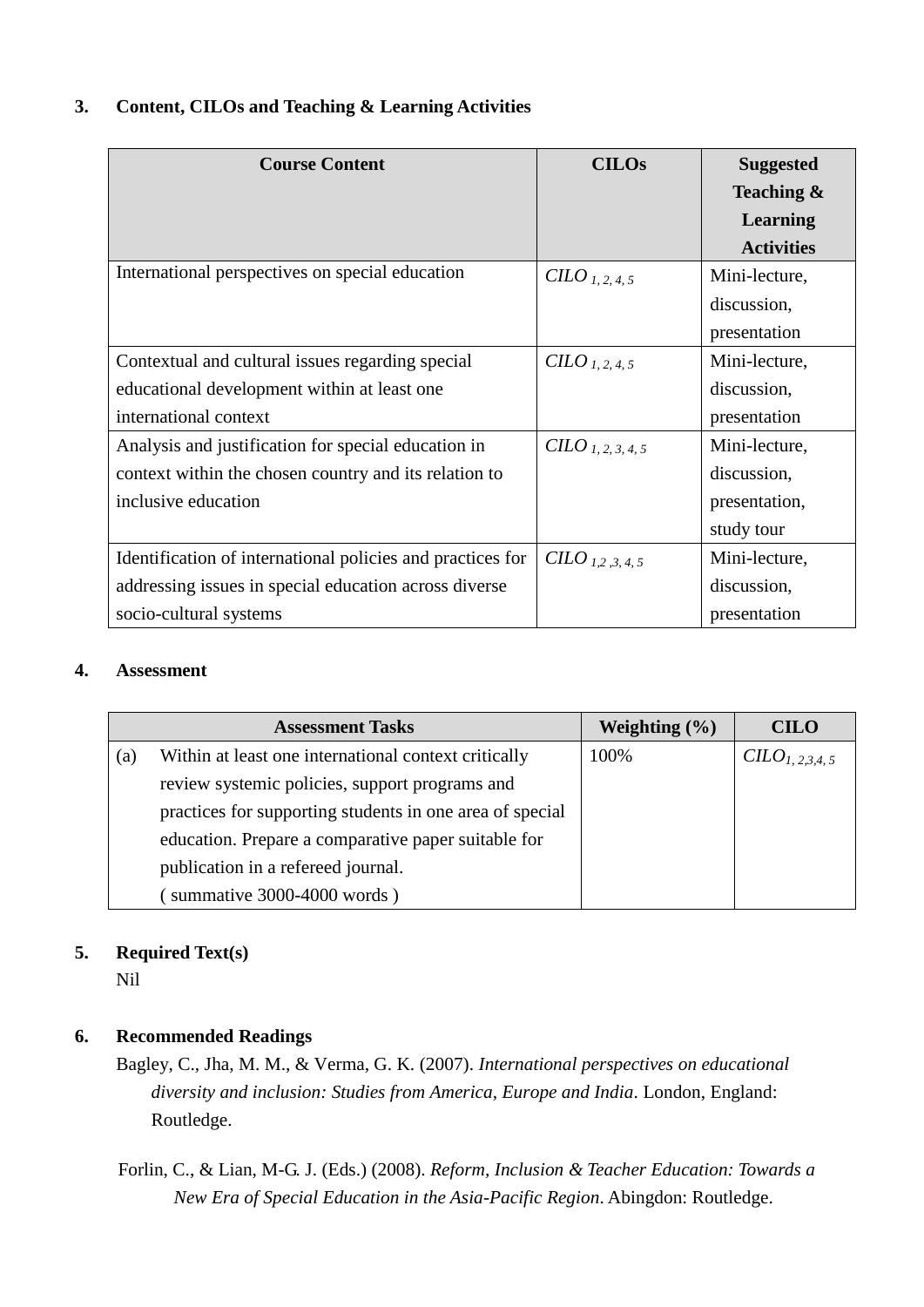## 3. Content, CILOs and Teaching & Learning Activities

| Course Content | CILOs | Suggested Teaching & Learning Activities |
|---|---|---|
| International perspectives on special education | *CILO* $_{1, 2, 4, 5}$ | Mini-lecture, discussion, presentation |
| Contextual and cultural issues regarding special educational development within at least one international context | *CILO* $_{1, 2, 4, 5}$ | Mini-lecture, discussion, presentation |
| Analysis and justification for special education in context within the chosen country and its relation to inclusive education | *CILO* $_{1, 2, 3, 4, 5}$ | Mini-lecture, discussion, presentation, study tour |
| Identification of international policies and practices for addressing issues in special education across diverse socio-cultural systems | *CILO* $_{1,2 ,3, 4, 5}$ | Mini-lecture, discussion, presentation |

## 4. Assessment

| Assessment Tasks | Weighting (%) | CILO |
|---|---|---|
| (a) Within at least one international context critically review systemic policies, support programs and practices for supporting students in one area of special education. Prepare a comparative paper suitable for publication in a refereed journal. ( summative 3000-4000 words ) | 100% | *CILO* $_{1, 2,3,4, 5}$ |

## 5. Required Text(s)

Nil

## 6. Recommended Readings

Bagley, C., Jha, M. M., & Verma, G. K. (2007). *International perspectives on educational diversity and inclusion: Studies from America, Europe and India*. London, England: Routledge.

Forlin, C., & Lian, M-G. J. (Eds.) (2008). *Reform, Inclusion & Teacher Education: Towards a New Era of Special Education in the Asia-Pacific Region*. Abingdon: Routledge.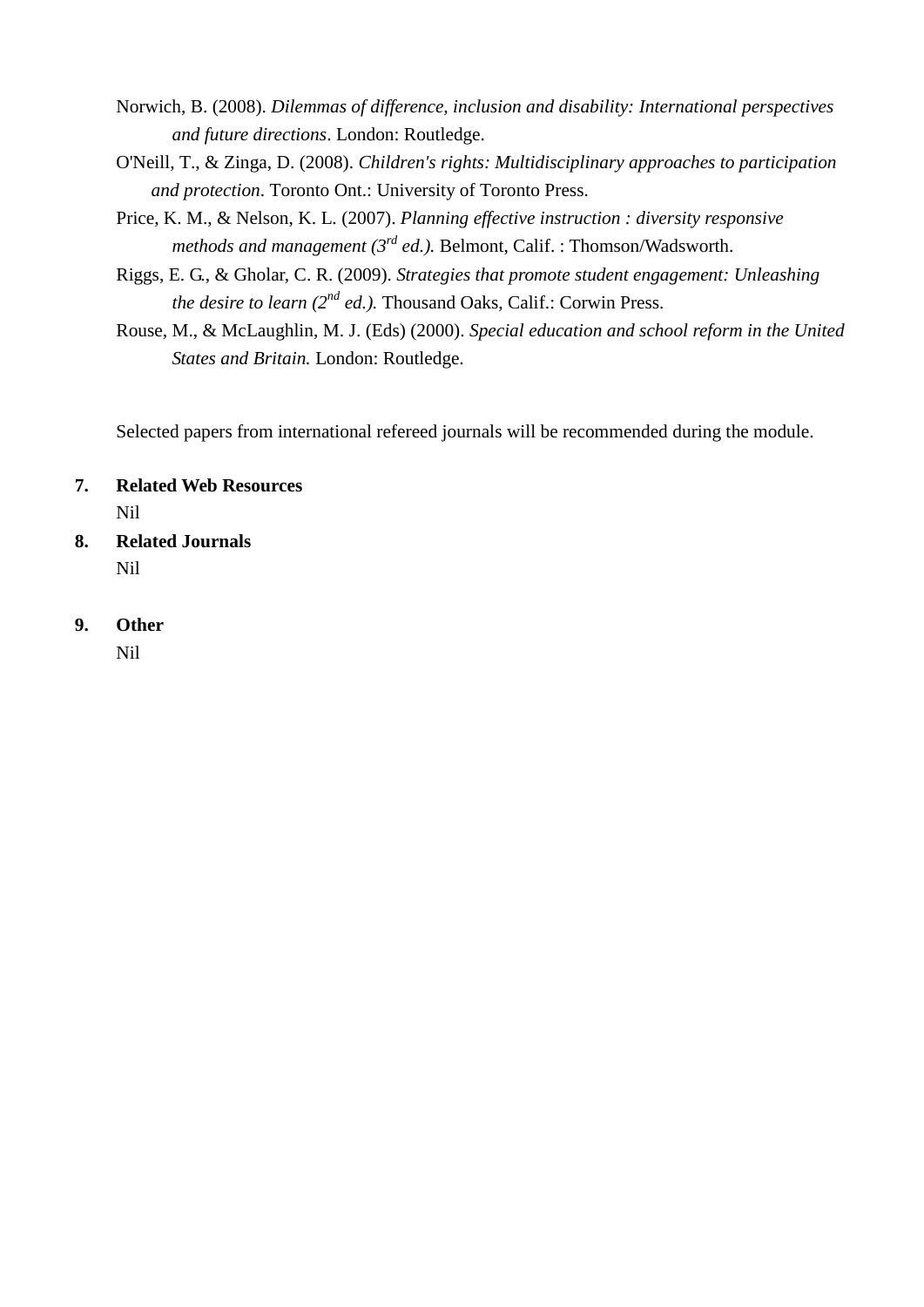Norwich, B. (2008). *Dilemmas of difference, inclusion and disability: International perspectives and future directions*. London: Routledge.

O'Neill, T., & Zinga, D. (2008). *Children's rights: Multidisciplinary approaches to participation and protection*. Toronto Ont.: University of Toronto Press.

Price, K. M., & Nelson, K. L. (2007). *Planning effective instruction : diversity responsive methods and management (3rd ed.).* Belmont, Calif. : Thomson/Wadsworth.

Riggs, E. G., & Gholar, C. R. (2009). *Strategies that promote student engagement: Unleashing the desire to learn (2nd ed.).* Thousand Oaks, Calif.: Corwin Press.

Rouse, M., & McLaughlin, M. J. (Eds) (2000). *Special education and school reform in the United States and Britain.* London: Routledge.

Selected papers from international refereed journals will be recommended during the module.

**7. Related Web Resources**

Nil

**8. Related Journals**

Nil

**9. Other**

Nil